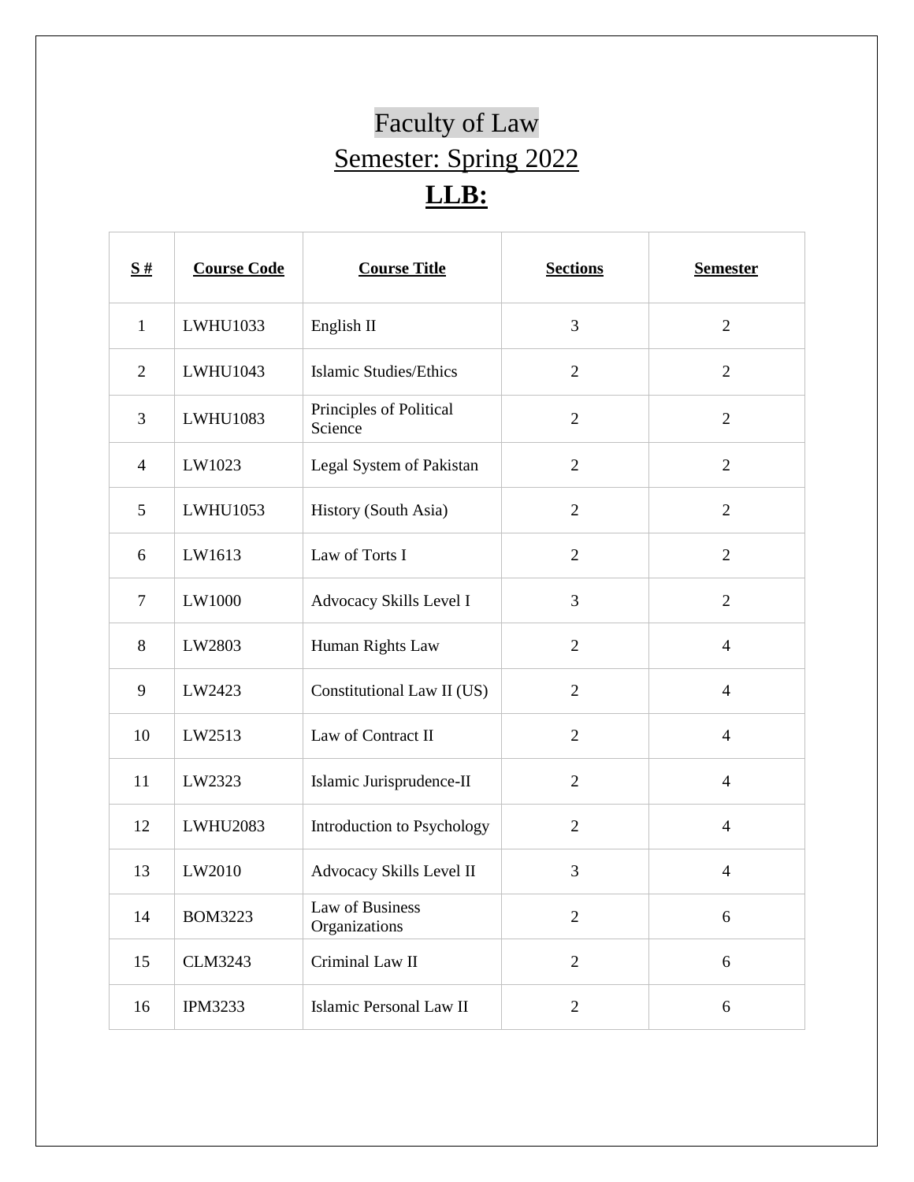# Faculty of Law

## Semester: Spring 2022

## **LLB:**

| **S #** | **Course Code** | **Course Title** | **Sections** | **Semester** |
|---|---|---|---|---|
| 1 | LWHU1033 | English II | 3 | 2 |
| 2 | LWHU1043 | Islamic Studies/Ethics | 2 | 2 |
| 3 | LWHU1083 | Principles of Political Science | 2 | 2 |
| 4 | LW1023 | Legal System of Pakistan | 2 | 2 |
| 5 | LWHU1053 | History (South Asia) | 2 | 2 |
| 6 | LW1613 | Law of Torts I | 2 | 2 |
| 7 | LW1000 | Advocacy Skills Level I | 3 | 2 |
| 8 | LW2803 | Human Rights Law | 2 | 4 |
| 9 | LW2423 | Constitutional Law II (US) | 2 | 4 |
| 10 | LW2513 | Law of Contract II | 2 | 4 |
| 11 | LW2323 | Islamic Jurisprudence-II | 2 | 4 |
| 12 | LWHU2083 | Introduction to Psychology | 2 | 4 |
| 13 | LW2010 | Advocacy Skills Level II | 3 | 4 |
| 14 | BOM3223 | Law of Business Organizations | 2 | 6 |
| 15 | CLM3243 | Criminal Law II | 2 | 6 |
| 16 | IPM3233 | Islamic Personal Law II | 2 | 6 |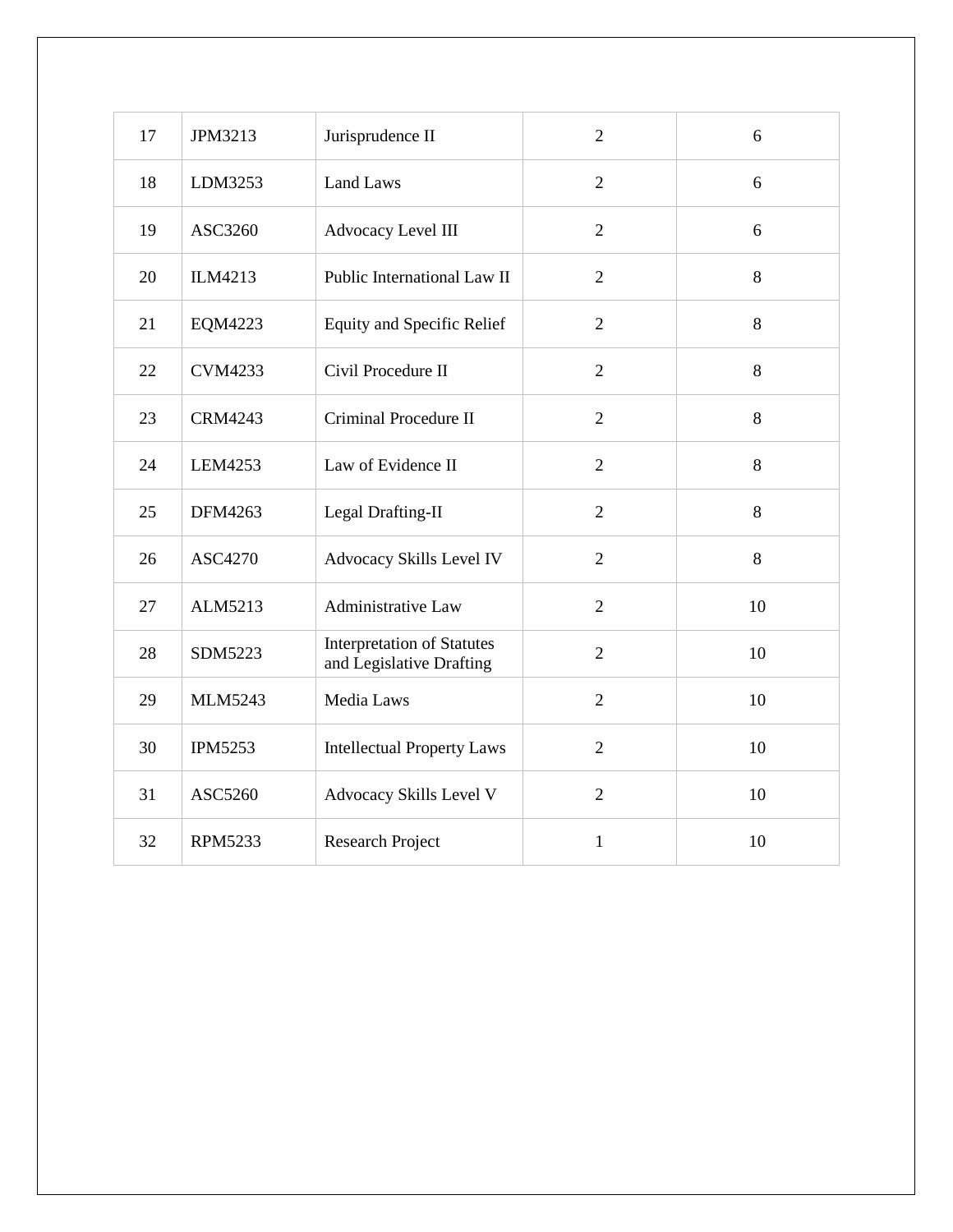| | | | | |
|---|---|---|---|---|
| 17 | JPM3213 | Jurisprudence II | 2 | 6 |
| 18 | LDM3253 | Land Laws | 2 | 6 |
| 19 | ASC3260 | Advocacy Level III | 2 | 6 |
| 20 | ILM4213 | Public International Law II | 2 | 8 |
| 21 | EQM4223 | Equity and Specific Relief | 2 | 8 |
| 22 | CVM4233 | Civil Procedure II | 2 | 8 |
| 23 | CRM4243 | Criminal Procedure II | 2 | 8 |
| 24 | LEM4253 | Law of Evidence II | 2 | 8 |
| 25 | DFM4263 | Legal Drafting-II | 2 | 8 |
| 26 | ASC4270 | Advocacy Skills Level IV | 2 | 8 |
| 27 | ALM5213 | Administrative Law | 2 | 10 |
| 28 | SDM5223 | Interpretation of Statutes and Legislative Drafting | 2 | 10 |
| 29 | MLM5243 | Media Laws | 2 | 10 |
| 30 | IPM5253 | Intellectual Property Laws | 2 | 10 |
| 31 | ASC5260 | Advocacy Skills Level V | 2 | 10 |
| 32 | RPM5233 | Research Project | 1 | 10 |